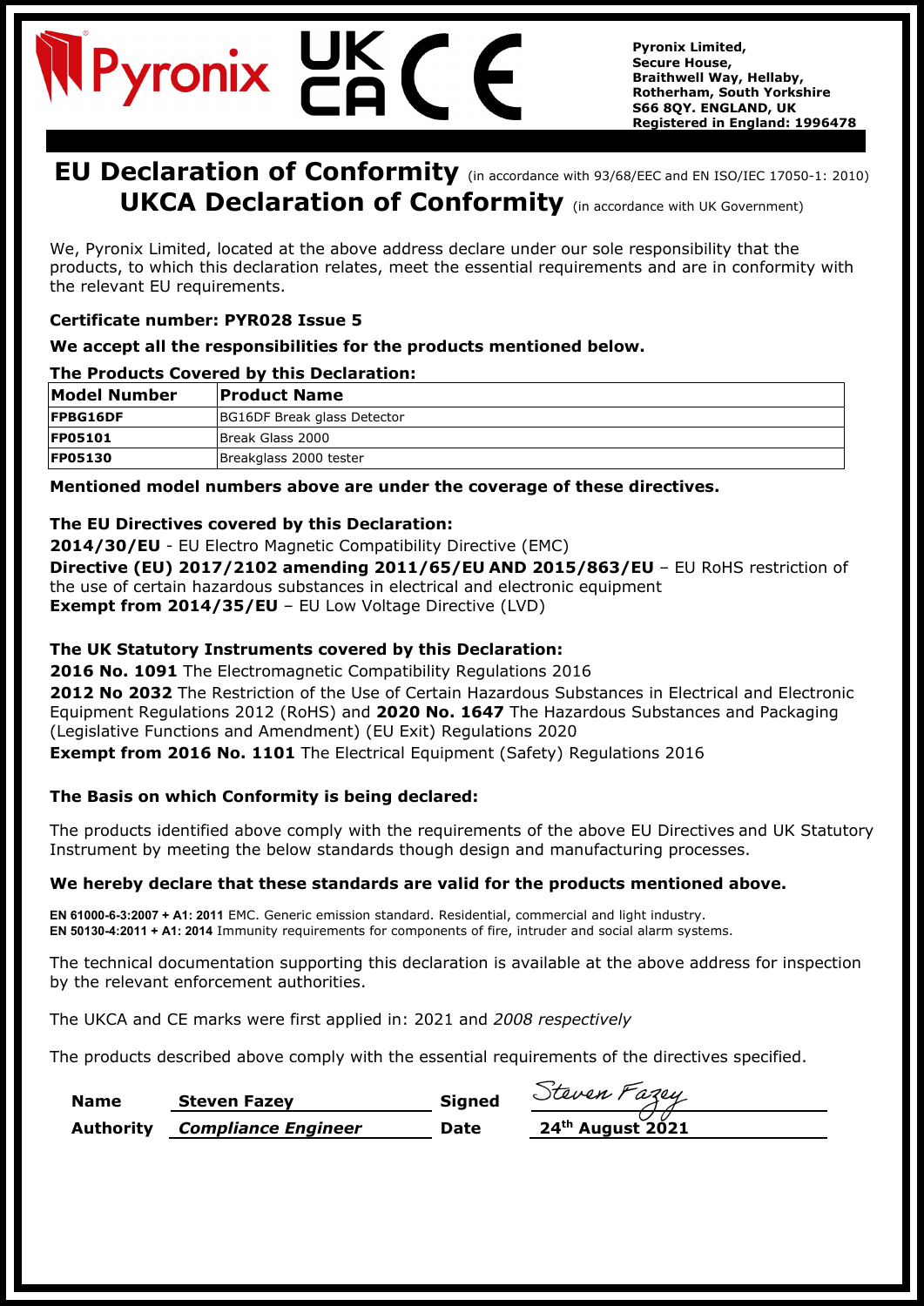Pyronix UK CA CE

**Pyronix Limited,**
**Secure House,**
**Braithwell Way, Hellaby,**
**Rotherham, South Yorkshire**
**S66 8QY. ENGLAND, UK**
**Registered in England: 1996478**

# EU Declaration of Conformity (in accordance with 93/68/EEC and EN ISO/IEC 17050-1: 2010)

# UKCA Declaration of Conformity (in accordance with UK Government)

We, Pyronix Limited, located at the above address declare under our sole responsibility that the products, to which this declaration relates, meet the essential requirements and are in conformity with the relevant EU requirements.

**Certificate number: PYR028 Issue 5**

**We accept all the responsibilities for the products mentioned below.**

**The Products Covered by this Declaration:**

| Model Number | Product Name |
|---|---|
| FPBG16DF | BG16DF Break glass Detector |
| FP05101 | Break Glass 2000 |
| FP05130 | Breakglass 2000 tester |

**Mentioned model numbers above are under the coverage of these directives.**

**The EU Directives covered by this Declaration:**

**2014/30/EU** - EU Electro Magnetic Compatibility Directive (EMC)
**Directive (EU) 2017/2102 amending 2011/65/EU AND 2015/863/EU** – EU RoHS restriction of the use of certain hazardous substances in electrical and electronic equipment
**Exempt from 2014/35/EU** – EU Low Voltage Directive (LVD)

**The UK Statutory Instruments covered by this Declaration:**

**2016 No. 1091** The Electromagnetic Compatibility Regulations 2016
**2012 No 2032** The Restriction of the Use of Certain Hazardous Substances in Electrical and Electronic Equipment Regulations 2012 (RoHS) and **2020 No. 1647** The Hazardous Substances and Packaging (Legislative Functions and Amendment) (EU Exit) Regulations 2020
**Exempt from 2016 No. 1101** The Electrical Equipment (Safety) Regulations 2016

**The Basis on which Conformity is being declared:**

The products identified above comply with the requirements of the above EU Directives and UK Statutory Instrument by meeting the below standards though design and manufacturing processes.

**We hereby declare that these standards are valid for the products mentioned above.**

**EN 61000-6-3:2007 + A1: 2011** EMC. Generic emission standard. Residential, commercial and light industry.
**EN 50130-4:2011 + A1: 2014** Immunity requirements for components of fire, intruder and social alarm systems.

The technical documentation supporting this declaration is available at the above address for inspection by the relevant enforcement authorities.

The UKCA and CE marks were first applied in: 2021 and *2008 respectively*

The products described above comply with the essential requirements of the directives specified.

| | | | |
|---|---|---|---|
| **Name** | **Steven Fazey** | **Signed** | Steven Fazey |
| **Authority** | ***Compliance Engineer*** | **Date** | **24th August 2021** |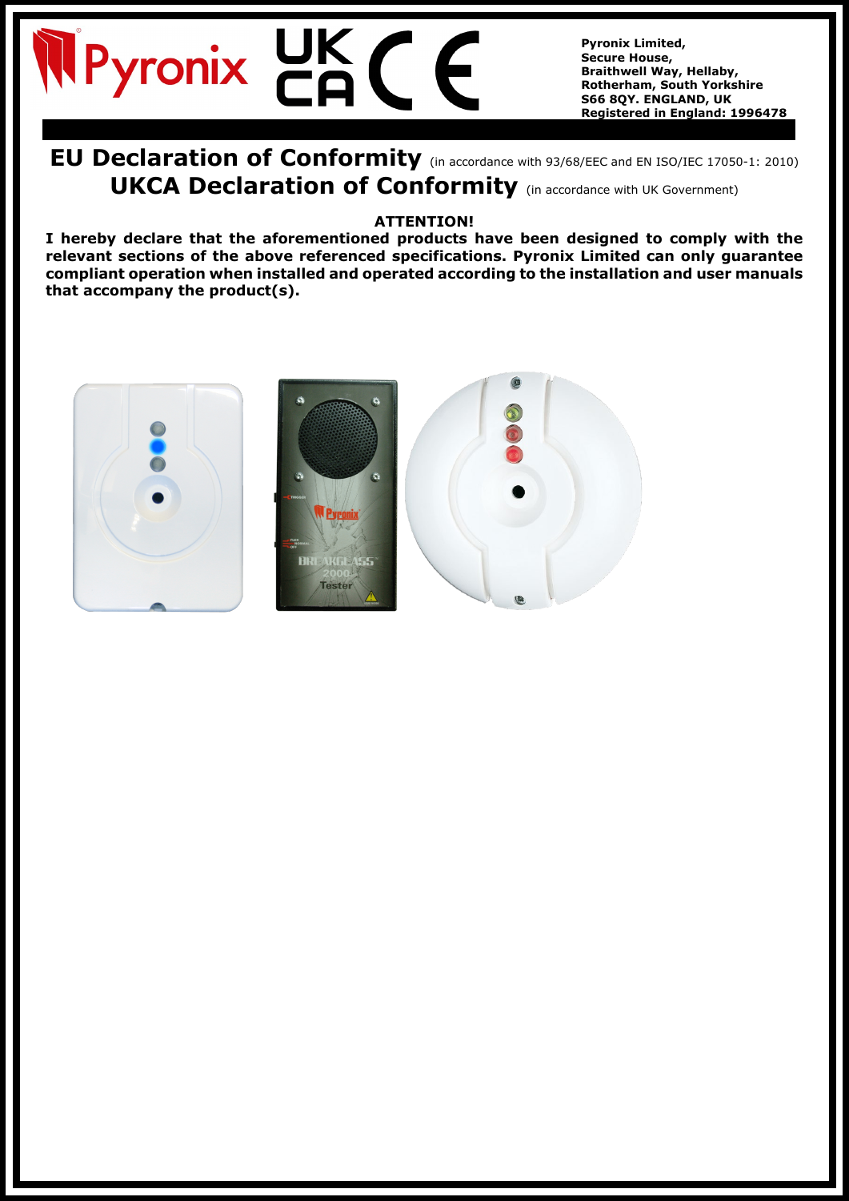Pyronix Limited,
Secure House,
Braithwell Way, Hellaby,
Rotherham, South Yorkshire
S66 8QY. ENGLAND, UK
Registered in England: 1996478

# EU Declaration of Conformity (in accordance with 93/68/EEC and EN ISO/IEC 17050-1: 2010)

# UKCA Declaration of Conformity (in accordance with UK Government)

**ATTENTION!**

**I hereby declare that the aforementioned products have been designed to comply with the relevant sections of the above referenced specifications. Pyronix Limited can only guarantee compliant operation when installed and operated according to the installation and user manuals that accompany the product(s).**